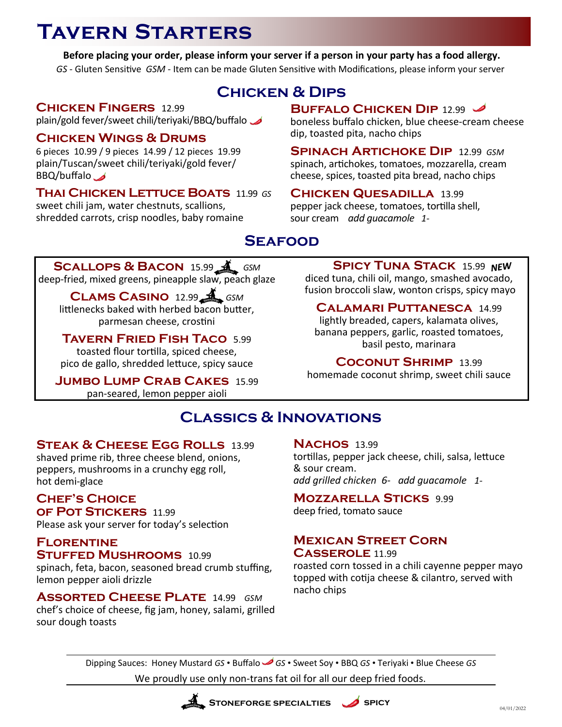# Tavern Starters

**Before placing your order, please inform your server if a person in your party has a food allergy.**

*GS* - Gluten Sensitive *GSM* - Item can be made Gluten Sensitive with Modifications, please inform your server

## Chicken & Dips

### Chicken Fingers 12.99
plain/gold fever/sweet chili/teriyaki/BBQ/buffalo

### Chicken Wings & Drums
6 pieces 10.99 / 9 pieces 14.99 / 12 pieces 19.99
plain/Tuscan/sweet chili/teriyaki/gold fever/BBQ/buffalo

### Thai Chicken Lettuce Boats 11.99 *GS*
sweet chili jam, water chestnuts, scallions, shredded carrots, crisp noodles, baby romaine

### Buffalo Chicken Dip 12.99
boneless buffalo chicken, blue cheese-cream cheese dip, toasted pita, nacho chips

### Spinach Artichoke Dip 12.99 *GSM*
spinach, artichokes, tomatoes, mozzarella, cream cheese, spices, toasted pita bread, nacho chips

### Chicken Quesadilla 13.99
pepper jack cheese, tomatoes, tortilla shell, sour cream *add guacamole 1-*

## Seafood

### Scallops & Bacon 15.99 *GSM*
deep-fried, mixed greens, pineapple slaw, peach glaze

### Clams Casino 12.99 *GSM*
littlenecks baked with herbed bacon butter, parmesan cheese, crostini

### Tavern Fried Fish Taco 5.99
toasted flour tortilla, spiced cheese, pico de gallo, shredded lettuce, spicy sauce

### Jumbo Lump Crab Cakes 15.99
pan-seared, lemon pepper aioli

### Spicy Tuna Stack 15.99 *NEW*
diced tuna, chili oil, mango, smashed avocado, fusion broccoli slaw, wonton crisps, spicy mayo

### Calamari Puttanesca 14.99
lightly breaded, capers, kalamata olives, banana peppers, garlic, roasted tomatoes, basil pesto, marinara

### Coconut Shrimp 13.99
homemade coconut shrimp, sweet chili sauce

## Classics & Innovations

### Steak & Cheese Egg Rolls 13.99
shaved prime rib, three cheese blend, onions, peppers, mushrooms in a crunchy egg roll, hot demi-glace

### Chef's Choice of Pot Stickers 11.99
Please ask your server for today's selection

### Florentine Stuffed Mushrooms 10.99
spinach, feta, bacon, seasoned bread crumb stuffing, lemon pepper aioli drizzle

### Assorted Cheese Plate 14.99 *GSM*
chef's choice of cheese, fig jam, honey, salami, grilled sour dough toasts

### Nachos 13.99
tortillas, pepper jack cheese, chili, salsa, lettuce & sour cream.
*add grilled chicken 6- add guacamole 1-*

### Mozzarella Sticks 9.99
deep fried, tomato sauce

### Mexican Street Corn Casserole 11.99
roasted corn tossed in a chili cayenne pepper mayo topped with cotija cheese & cilantro, served with nacho chips

---

Dipping Sauces: Honey Mustard *GS* • Buffalo *GS* • Sweet Soy • BBQ *GS* • Teriyaki • Blue Cheese *GS*

We proudly use only non-trans fat oil for all our deep fried foods.

Stoneforge Specialties Spicy

04/01/2022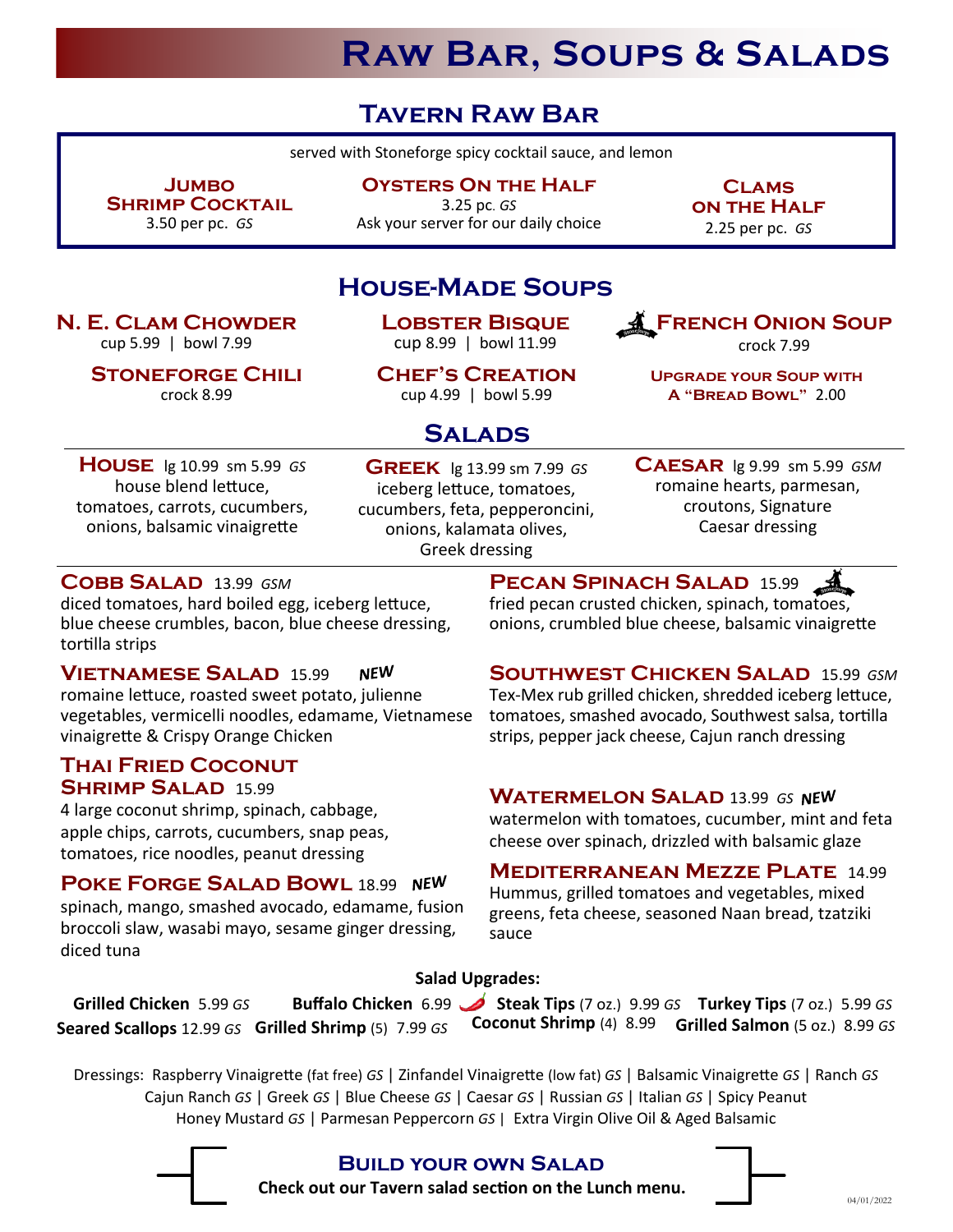# Raw Bar, Soups & Salads

## Tavern Raw Bar

served with Stoneforge spicy cocktail sauce, and lemon

**Jumbo Shrimp Cocktail**
3.50 per pc. *GS*

**Oysters On the Half**
3.25 pc. *GS*
Ask your server for our daily choice

**Clams on the Half**
2.25 per pc. *GS*

## House-Made Soups

**N. E. Clam Chowder**
cup 5.99 | bowl 7.99

**Lobster Bisque**
cup 8.99 | bowl 11.99

**French Onion Soup**
crock 7.99

**Stoneforge Chili**
crock 8.99

**Chef's Creation**
cup 4.99 | bowl 5.99

**Upgrade your Soup with a "Bread Bowl"** 2.00

## Salads

**House** lg 10.99 sm 5.99 *GS*
house blend lettuce, tomatoes, carrots, cucumbers, onions, balsamic vinaigrette

**Greek** lg 13.99 sm 7.99 *GS*
iceberg lettuce, tomatoes, cucumbers, feta, pepperoncini, onions, kalamata olives, Greek dressing

**Caesar** lg 9.99 sm 5.99 *GSM*
romaine hearts, parmesan, croutons, Signature Caesar dressing

**Cobb Salad** 13.99 *GSM*
diced tomatoes, hard boiled egg, iceberg lettuce, blue cheese crumbles, bacon, blue cheese dressing, tortilla strips

**Vietnamese Salad** 15.99 *NEW*
romaine lettuce, roasted sweet potato, julienne vegetables, vermicelli noodles, edamame, Vietnamese vinaigrette & Crispy Orange Chicken

**Thai Fried Coconut Shrimp Salad** 15.99
4 large coconut shrimp, spinach, cabbage, apple chips, carrots, cucumbers, snap peas, tomatoes, rice noodles, peanut dressing

**Poke Forge Salad Bowl** 18.99 *NEW*
spinach, mango, smashed avocado, edamame, fusion broccoli slaw, wasabi mayo, sesame ginger dressing, diced tuna

**Pecan Spinach Salad** 15.99
fried pecan crusted chicken, spinach, tomatoes, onions, crumbled blue cheese, balsamic vinaigrette

**Southwest Chicken Salad** 15.99 *GSM*
Tex-Mex rub grilled chicken, shredded iceberg lettuce, tomatoes, smashed avocado, Southwest salsa, tortilla strips, pepper jack cheese, Cajun ranch dressing

**Watermelon Salad** 13.99 *GS* *NEW*
watermelon with tomatoes, cucumber, mint and feta cheese over spinach, drizzled with balsamic glaze

**Mediterranean Mezze Plate** 14.99
Hummus, grilled tomatoes and vegetables, mixed greens, feta cheese, seasoned Naan bread, tzatziki sauce

**Salad Upgrades:**

**Grilled Chicken** 5.99 *GS* | **Buffalo Chicken** 6.99 | **Steak Tips** (7 oz.) 9.99 *GS* | **Turkey Tips** (7 oz.) 5.99 *GS* | **Seared Scallops** 12.99 *GS* | **Grilled Shrimp** (5) 7.99 *GS* | **Coconut Shrimp** (4) 8.99 | **Grilled Salmon** (5 oz.) 8.99 *GS*

Dressings: Raspberry Vinaigrette (fat free) *GS* | Zinfandel Vinaigrette (low fat) *GS* | Balsamic Vinaigrette *GS* | Ranch *GS* | Cajun Ranch *GS* | Greek *GS* | Blue Cheese *GS* | Caesar *GS* | Russian *GS* | Italian *GS* | Spicy Peanut Honey Mustard *GS* | Parmesan Peppercorn *GS* | Extra Virgin Olive Oil & Aged Balsamic

### Build your own Salad

**Check out our Tavern salad section on the Lunch menu.**

04/01/2022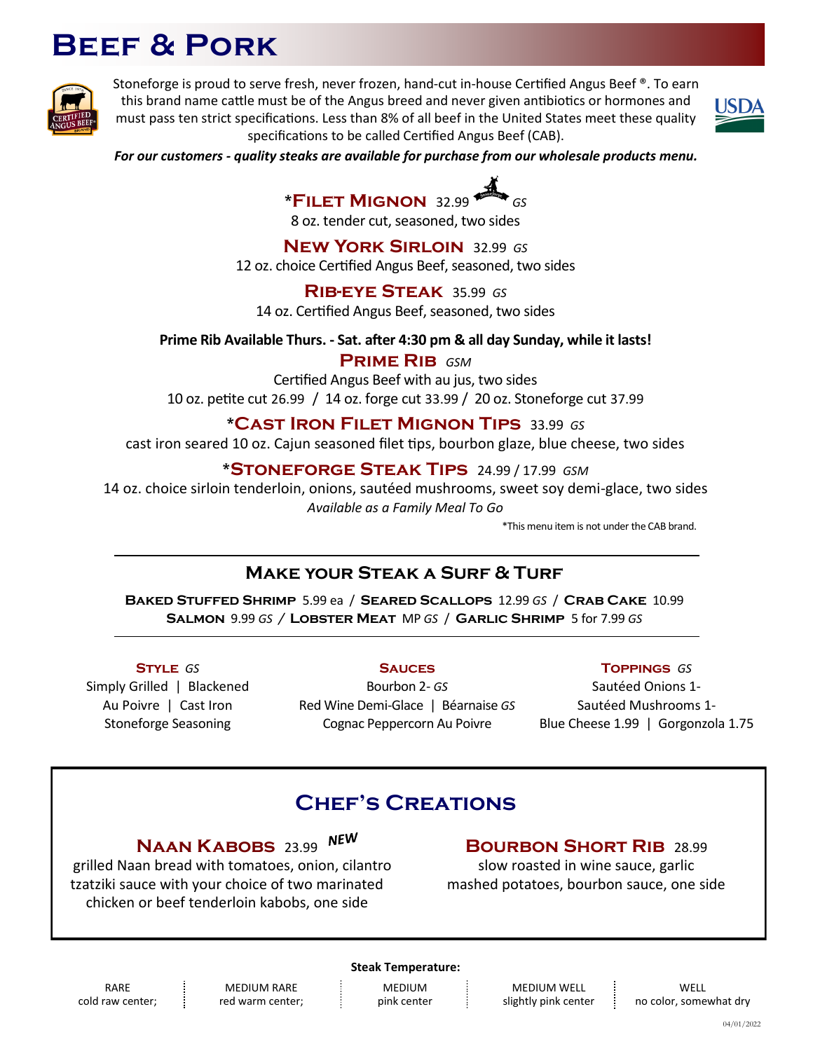# Beef & Pork

Stoneforge is proud to serve fresh, never frozen, hand-cut in-house Certified Angus Beef ®. To earn this brand name cattle must be of the Angus breed and never given antibiotics or hormones and must pass ten strict specifications. Less than 8% of all beef in the United States meet these quality specifications to be called Certified Angus Beef (CAB).

***For our customers - quality steaks are available for purchase from our wholesale products menu.***

### *Filet Mignon 32.99 *GS*
8 oz. tender cut, seasoned, two sides

### New York Sirloin 32.99 *GS*
12 oz. choice Certified Angus Beef, seasoned, two sides

### Rib-eye Steak 35.99 *GS*
14 oz. Certified Angus Beef, seasoned, two sides

**Prime Rib Available Thurs. - Sat. after 4:30 pm & all day Sunday, while it lasts!**

### Prime Rib *GSM*
Certified Angus Beef with au jus, two sides
10 oz. petite cut 26.99 / 14 oz. forge cut 33.99 / 20 oz. Stoneforge cut 37.99

### *Cast Iron Filet Mignon Tips 33.99 *GS*
cast iron seared 10 oz. Cajun seasoned filet tips, bourbon glaze, blue cheese, two sides

### *Stoneforge Steak Tips 24.99 / 17.99 *GSM*
14 oz. choice sirloin tenderloin, onions, sautéed mushrooms, sweet soy demi-glace, two sides
*Available as a Family Meal To Go*

*This menu item is not under the CAB brand.

---

## Make your Steak a Surf & Turf

**Baked Stuffed Shrimp** 5.99 ea / **Seared Scallops** 12.99 *GS* / **Crab Cake** 10.99
**Salmon** 9.99 *GS* / **Lobster Meat** MP *GS* / **Garlic Shrimp** 5 for 7.99 *GS*

---

### Style *GS*
Simply Grilled | Blackened
Au Poivre | Cast Iron
Stoneforge Seasoning

### Sauces
Bourbon 2- *GS*
Red Wine Demi-Glace | Béarnaise *GS*
Cognac Peppercorn Au Poivre

### Toppings *GS*
Sautéed Onions 1-
Sautéed Mushrooms 1-
Blue Cheese 1.99 | Gorgonzola 1.75

## Chef's Creations

### Naan Kabobs 23.99 *NEW*
grilled Naan bread with tomatoes, onion, cilantro tzatziki sauce with your choice of two marinated chicken or beef tenderloin kabobs, one side

### Bourbon Short Rib 28.99
slow roasted in wine sauce, garlic mashed potatoes, bourbon sauce, one side

**Steak Temperature:**

| RARE | MEDIUM RARE | MEDIUM | MEDIUM WELL | WELL |
|---|---|---|---|---|
| cold raw center; | red warm center; | pink center | slightly pink center | no color, somewhat dry |

04/01/2022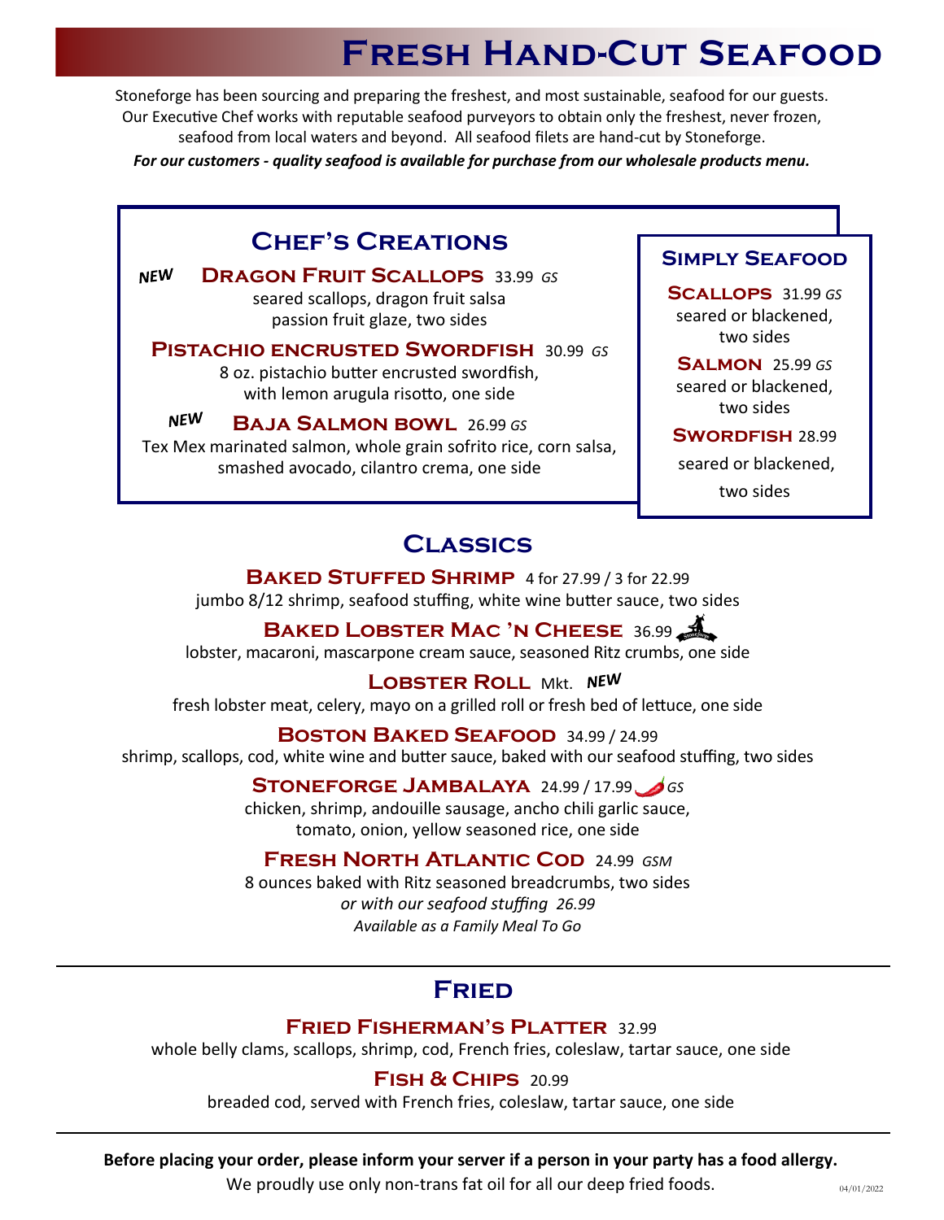# Fresh Hand-Cut Seafood

Stoneforge has been sourcing and preparing the freshest, and most sustainable, seafood for our guests. Our Executive Chef works with reputable seafood purveyors to obtain only the freshest, never frozen, seafood from local waters and beyond. All seafood filets are hand-cut by Stoneforge.

***For our customers - quality seafood is available for purchase from our wholesale products menu.***

## Chef's Creations

***NEW*** **Dragon Fruit Scallops** 33.99 *GS*
seared scallops, dragon fruit salsa
passion fruit glaze, two sides

**Pistachio encrusted Swordfish** 30.99 *GS*
8 oz. pistachio butter encrusted swordfish,
with lemon arugula risotto, one side

***NEW*** **Baja Salmon bowl** 26.99 *GS*
Tex Mex marinated salmon, whole grain sofrito rice, corn salsa,
smashed avocado, cilantro crema, one side

## Simply Seafood

**Scallops** 31.99 *GS*
seared or blackened,
two sides

**Salmon** 25.99 *GS*
seared or blackened,
two sides

**Swordfish** 28.99
seared or blackened,
two sides

## Classics

**Baked Stuffed Shrimp** 4 for 27.99 / 3 for 22.99
jumbo 8/12 shrimp, seafood stuffing, white wine butter sauce, two sides

**Baked Lobster Mac 'n Cheese** 36.99
lobster, macaroni, mascarpone cream sauce, seasoned Ritz crumbs, one side

**Lobster Roll** Mkt. ***NEW***
fresh lobster meat, celery, mayo on a grilled roll or fresh bed of lettuce, one side

**Boston Baked Seafood** 34.99 / 24.99
shrimp, scallops, cod, white wine and butter sauce, baked with our seafood stuffing, two sides

**Stoneforge Jambalaya** 24.99 / 17.99 *GS*
chicken, shrimp, andouille sausage, ancho chili garlic sauce,
tomato, onion, yellow seasoned rice, one side

**Fresh North Atlantic Cod** 24.99 *GSM*
8 ounces baked with Ritz seasoned breadcrumbs, two sides
*or with our seafood stuffing 26.99*
*Available as a Family Meal To Go*

## Fried

**Fried Fisherman's Platter** 32.99
whole belly clams, scallops, shrimp, cod, French fries, coleslaw, tartar sauce, one side

**Fish & Chips** 20.99
breaded cod, served with French fries, coleslaw, tartar sauce, one side

**Before placing your order, please inform your server if a person in your party has a food allergy.**
We proudly use only non-trans fat oil for all our deep fried foods.

04/01/2022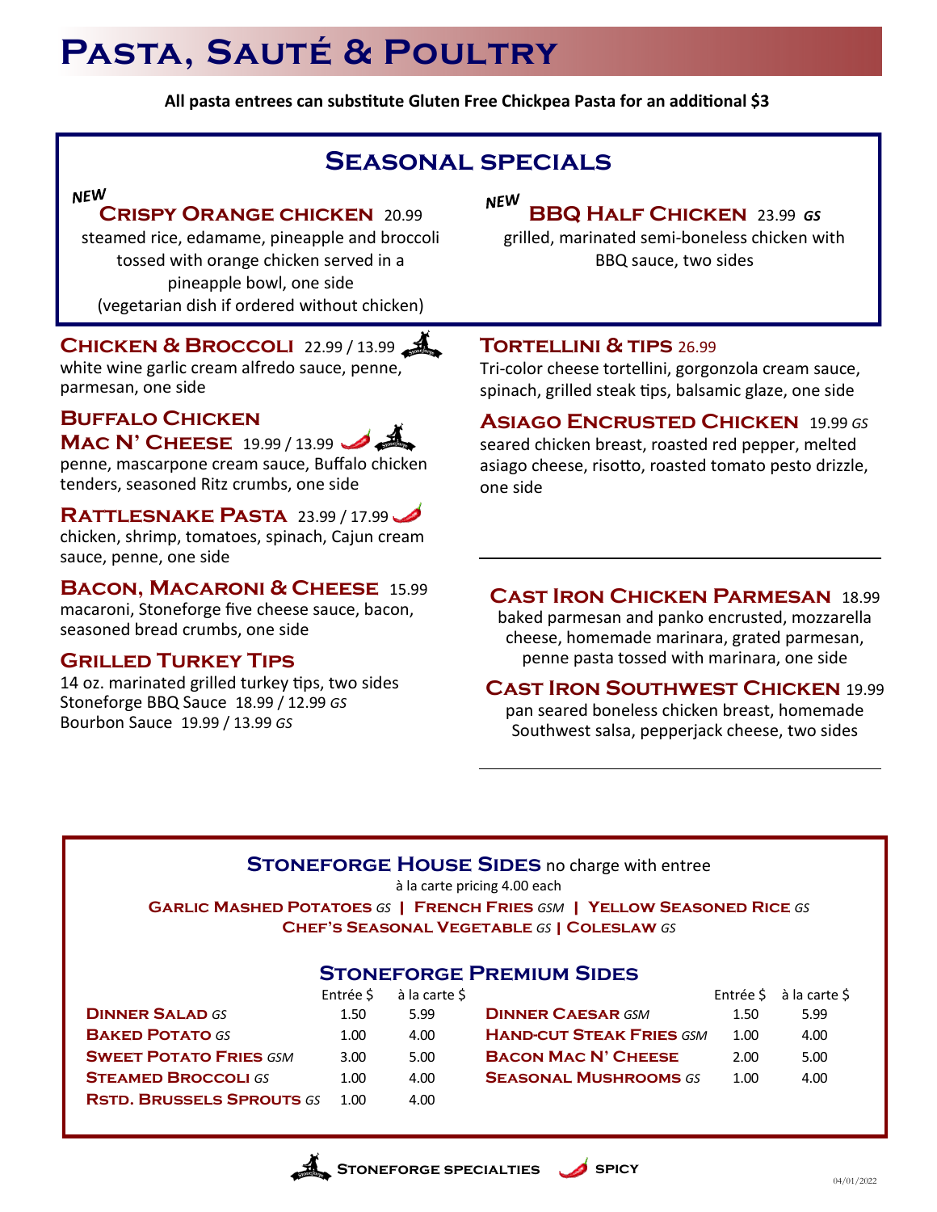# Pasta, Sauté & Poultry

**All pasta entrees can substitute Gluten Free Chickpea Pasta for an additional $3**

## Seasonal specials

*NEW*

### Crispy Orange chicken 20.99

steamed rice, edamame, pineapple and broccoli tossed with orange chicken served in a pineapple bowl, one side
(vegetarian dish if ordered without chicken)

*NEW*

### BBQ Half Chicken 23.99 *GS*

grilled, marinated semi-boneless chicken with BBQ sauce, two sides

---

### Chicken & Broccoli 22.99 / 13.99 (Stoneforge Specialty)

white wine garlic cream alfredo sauce, penne, parmesan, one side

### Buffalo Chicken Mac N' Cheese 19.99 / 13.99 (Spicy) (Stoneforge Specialty)

penne, mascarpone cream sauce, Buffalo chicken tenders, seasoned Ritz crumbs, one side

### Rattlesnake Pasta 23.99 / 17.99 (Spicy)

chicken, shrimp, tomatoes, spinach, Cajun cream sauce, penne, one side

### Bacon, Macaroni & Cheese 15.99

macaroni, Stoneforge five cheese sauce, bacon, seasoned bread crumbs, one side

### Grilled Turkey Tips

14 oz. marinated grilled turkey tips, two sides
Stoneforge BBQ Sauce 18.99 / 12.99 *GS*
Bourbon Sauce 19.99 / 13.99 *GS*

### Tortellini & Tips 26.99

Tri-color cheese tortellini, gorgonzola cream sauce, spinach, grilled steak tips, balsamic glaze, one side

### Asiago Encrusted Chicken 19.99 *GS*

seared chicken breast, roasted red pepper, melted asiago cheese, risotto, roasted tomato pesto drizzle, one side

---

### Cast Iron Chicken Parmesan 18.99

baked parmesan and panko encrusted, mozzarella cheese, homemade marinara, grated parmesan, penne pasta tossed with marinara, one side

### Cast Iron Southwest Chicken 19.99

pan seared boneless chicken breast, homemade Southwest salsa, pepperjack cheese, two sides

---

## Stoneforge House Sides no charge with entree

à la carte pricing 4.00 each

**Garlic Mashed Potatoes** *GS* | **French Fries** *GSM* | **Yellow Seasoned Rice** *GS*
**Chef's Seasonal Vegetable** *GS* | **Coleslaw** *GS*

## Stoneforge Premium Sides

| | Entrée $ | à la carte $ |
|---|---|---|
| **Dinner Salad** *GS* | 1.50 | 5.99 |
| **Baked Potato** *GS* | 1.00 | 4.00 |
| **Sweet Potato Fries** *GSM* | 3.00 | 5.00 |
| **Steamed Broccoli** *GS* | 1.00 | 4.00 |
| **Rstd. Brussels Sprouts** *GS* | 1.00 | 4.00 |
| **Dinner Caesar** *GSM* | 1.50 | 5.99 |
| **Hand-cut Steak Fries** *GSM* | 1.00 | 4.00 |
| **Bacon Mac N' Cheese** | 2.00 | 5.00 |
| **Seasonal Mushrooms** *GS* | 1.00 | 4.00 |

**Stoneforge specialties** | **Spicy**

04/01/2022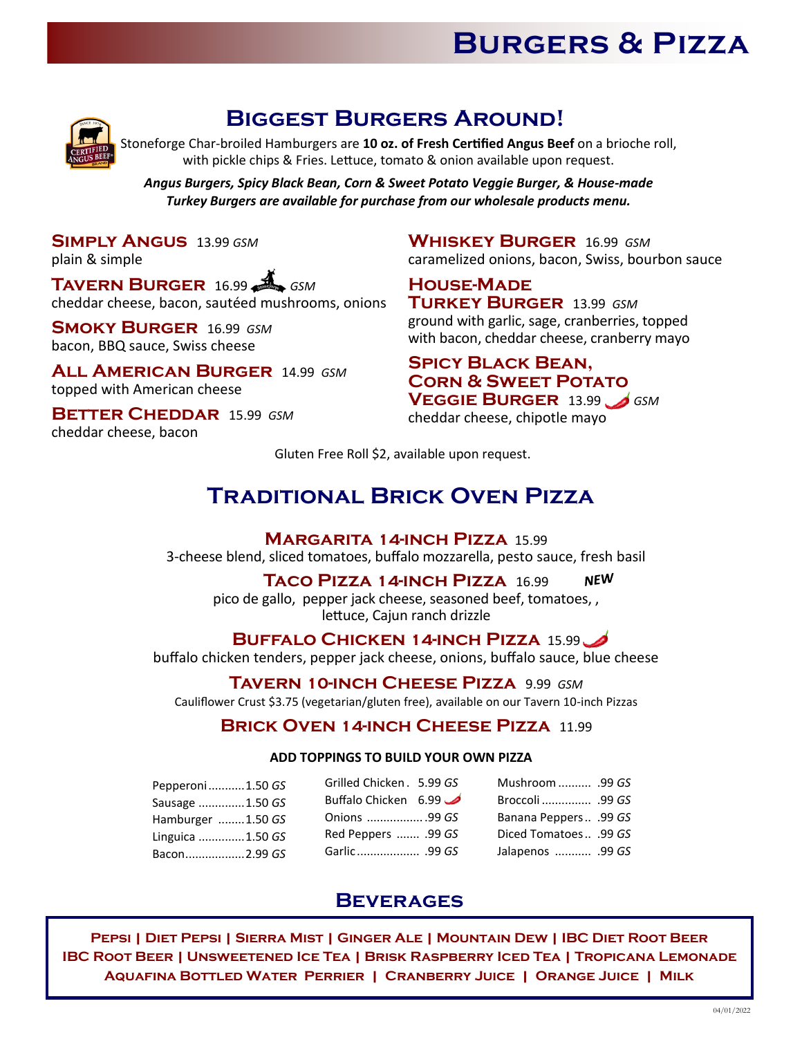# Burgers & Pizza

## Biggest Burgers Around!

Stoneforge Char-broiled Hamburgers are **10 oz. of Fresh Certified Angus Beef** on a brioche roll, with pickle chips & Fries. Lettuce, tomato & onion available upon request.

***Angus Burgers, Spicy Black Bean, Corn & Sweet Potato Veggie Burger, & House-made Turkey Burgers are available for purchase from our wholesale products menu.***

**Simply Angus** 13.99 *GSM*
plain & simple

**Tavern Burger** 16.99 *GSM*
cheddar cheese, bacon, sautéed mushrooms, onions

**Smoky Burger** 16.99 *GSM*
bacon, BBQ sauce, Swiss cheese

**All American Burger** 14.99 *GSM*
topped with American cheese

**Better Cheddar** 15.99 *GSM*
cheddar cheese, bacon

**Whiskey Burger** 16.99 *GSM*
caramelized onions, bacon, Swiss, bourbon sauce

**House-Made Turkey Burger** 13.99 *GSM*
ground with garlic, sage, cranberries, topped with bacon, cheddar cheese, cranberry mayo

**Spicy Black Bean, Corn & Sweet Potato Veggie Burger** 13.99 *GSM*
cheddar cheese, chipotle mayo

Gluten Free Roll $2, available upon request.

## Traditional Brick Oven Pizza

**Margarita 14-inch Pizza** 15.99
3-cheese blend, sliced tomatoes, buffalo mozzarella, pesto sauce, fresh basil

**Taco Pizza 14-inch Pizza** 16.99 ***NEW***
pico de gallo, pepper jack cheese, seasoned beef, tomatoes, , lettuce, Cajun ranch drizzle

**Buffalo Chicken 14-inch Pizza** 15.99
buffalo chicken tenders, pepper jack cheese, onions, buffalo sauce, blue cheese

**Tavern 10-inch Cheese Pizza** 9.99 *GSM*
Cauliflower Crust $3.75 (vegetarian/gluten free), available on our Tavern 10-inch Pizzas

**Brick Oven 14-inch Cheese Pizza** 11.99

**ADD TOPPINGS TO BUILD YOUR OWN PIZZA**

| | | | | | |
|---|---|---|---|---|---|
| Pepperoni | 1.50 *GS* | Grilled Chicken | 5.99 *GS* | Mushroom | .99 *GS* |
| Sausage | 1.50 *GS* | Buffalo Chicken | 6.99 | Broccoli | .99 *GS* |
| Hamburger | 1.50 *GS* | Onions | .99 *GS* | Banana Peppers | .99 *GS* |
| Linguica | 1.50 *GS* | Red Peppers | .99 *GS* | Diced Tomatoes | .99 *GS* |
| Bacon | 2.99 *GS* | Garlic | .99 *GS* | Jalapenos | .99 *GS* |

## Beverages

**Pepsi | Diet Pepsi | Sierra Mist | Ginger Ale | Mountain Dew | IBC Diet Root Beer | IBC Root Beer | Unsweetened Ice Tea | Brisk Raspberry Iced Tea | Tropicana Lemonade | Aquafina Bottled Water Perrier | Cranberry Juice | Orange Juice | Milk**

04/01/2022